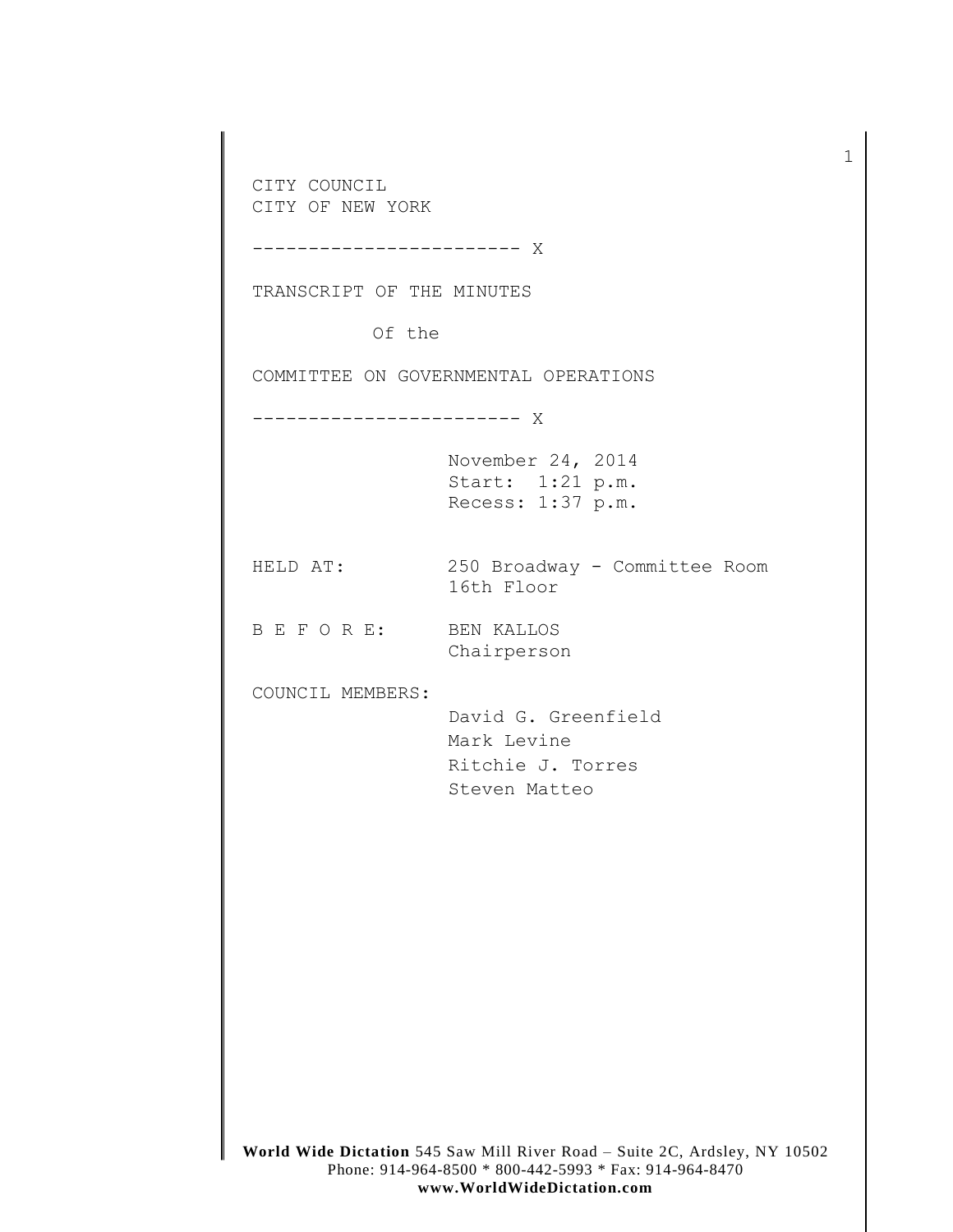CITY COUNCIL
CITY OF NEW YORK

------------------------ X

TRANSCRIPT OF THE MINUTES

Of the

COMMITTEE ON GOVERNMENTAL OPERATIONS

------------------------ X

November 24, 2014
Start: 1:21 p.m.
Recess: 1:37 p.m.

HELD AT: 250 Broadway - Committee Room
16th Floor

B E F O R E: BEN KALLOS
Chairperson

COUNCIL MEMBERS:
David G. Greenfield
Mark Levine
Ritchie J. Torres
Steven Matteo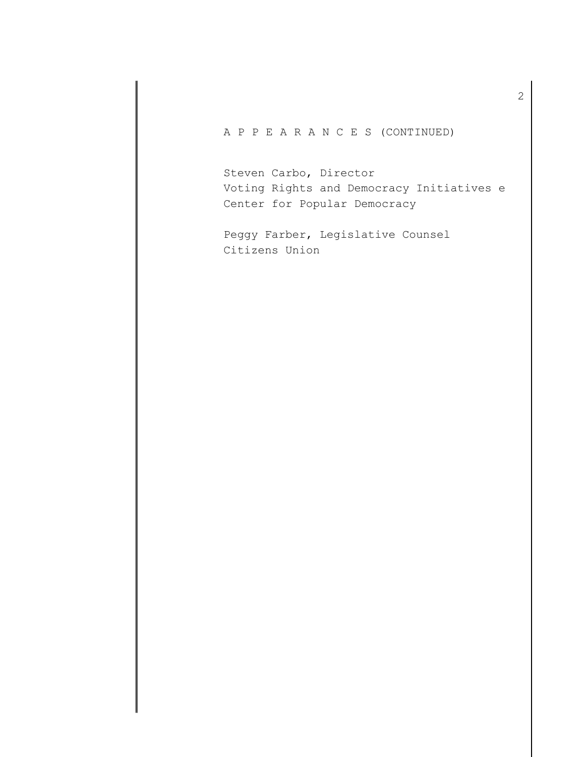A P P E A R A N C E S (CONTINUED)

Steven Carbo, Director
Voting Rights and Democracy Initiatives e
Center for Popular Democracy

Peggy Farber, Legislative Counsel
Citizens Union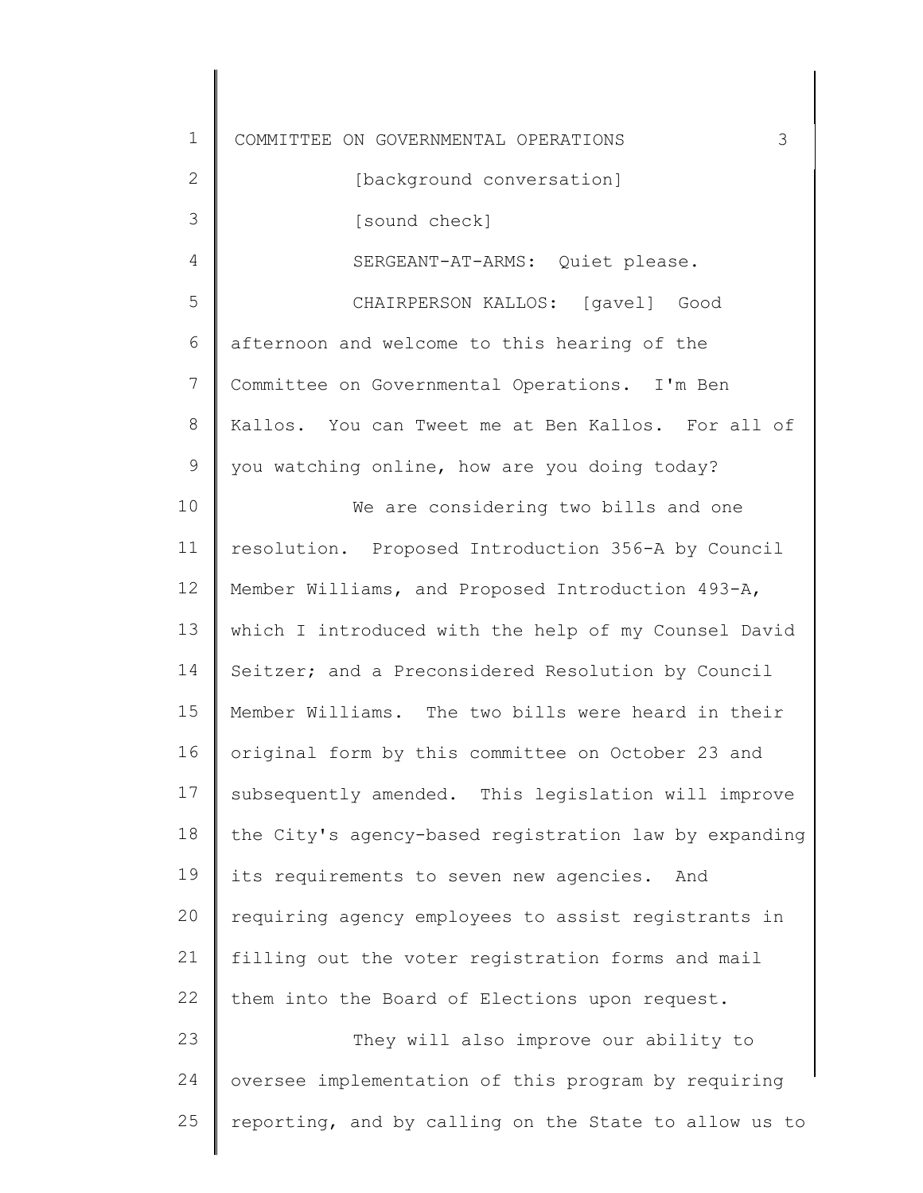[background conversation]

[sound check]

SERGEANT-AT-ARMS: Quiet please.

CHAIRPERSON KALLOS: [gavel] Good afternoon and welcome to this hearing of the Committee on Governmental Operations. I'm Ben Kallos. You can Tweet me at Ben Kallos. For all of you watching online, how are you doing today?

We are considering two bills and one resolution. Proposed Introduction 356-A by Council Member Williams, and Proposed Introduction 493-A, which I introduced with the help of my Counsel David Seitzer; and a Preconsidered Resolution by Council Member Williams. The two bills were heard in their original form by this committee on October 23 and subsequently amended. This legislation will improve the City's agency-based registration law by expanding its requirements to seven new agencies. And requiring agency employees to assist registrants in filling out the voter registration forms and mail them into the Board of Elections upon request.

They will also improve our ability to oversee implementation of this program by requiring reporting, and by calling on the State to allow us to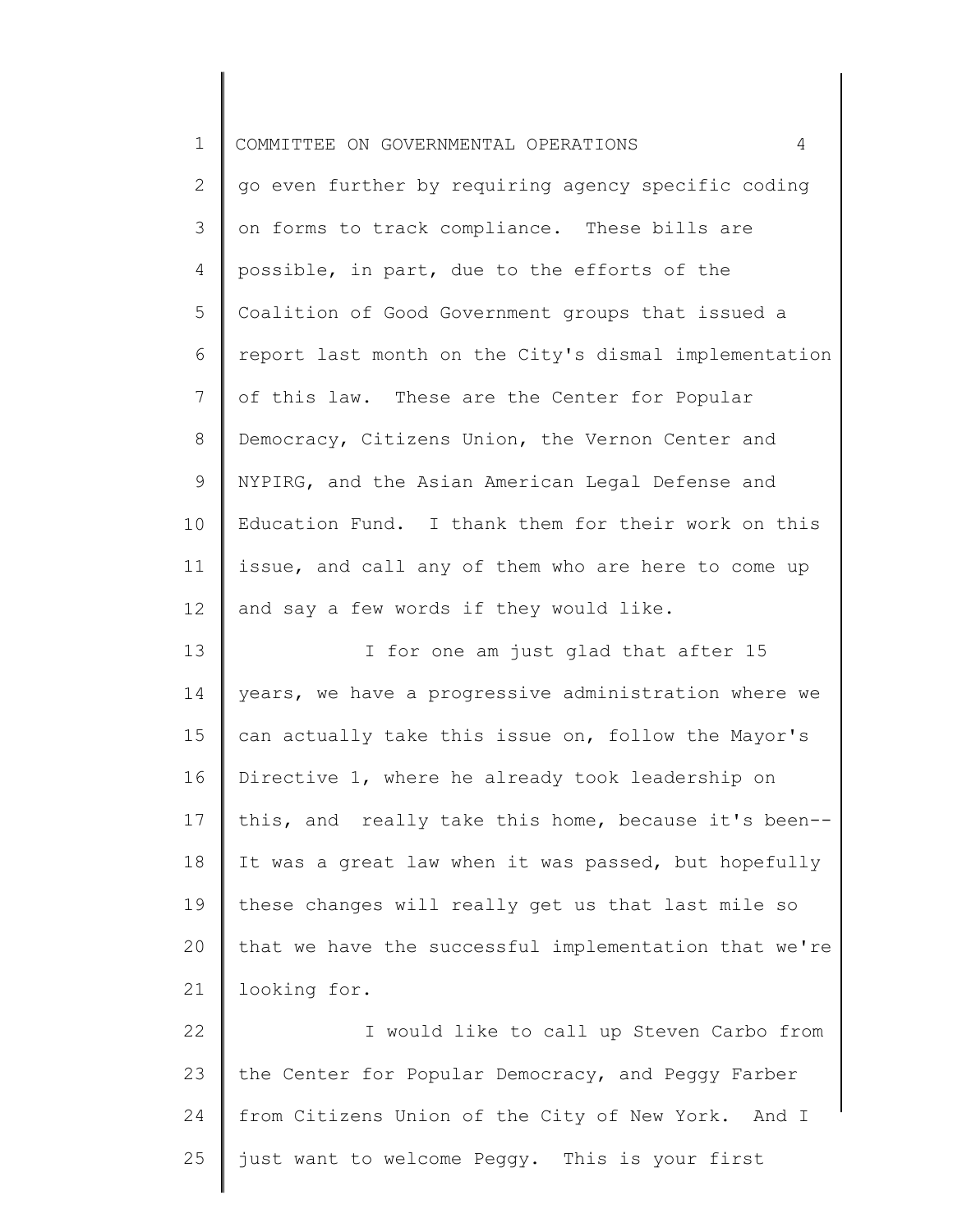go even further by requiring agency specific coding on forms to track compliance. These bills are possible, in part, due to the efforts of the Coalition of Good Government groups that issued a report last month on the City's dismal implementation of this law. These are the Center for Popular Democracy, Citizens Union, the Vernon Center and NYPIRG, and the Asian American Legal Defense and Education Fund. I thank them for their work on this issue, and call any of them who are here to come up and say a few words if they would like.

I for one am just glad that after 15 years, we have a progressive administration where we can actually take this issue on, follow the Mayor's Directive 1, where he already took leadership on this, and really take this home, because it's been-- It was a great law when it was passed, but hopefully these changes will really get us that last mile so that we have the successful implementation that we're looking for.

I would like to call up Steven Carbo from the Center for Popular Democracy, and Peggy Farber from Citizens Union of the City of New York. And I just want to welcome Peggy. This is your first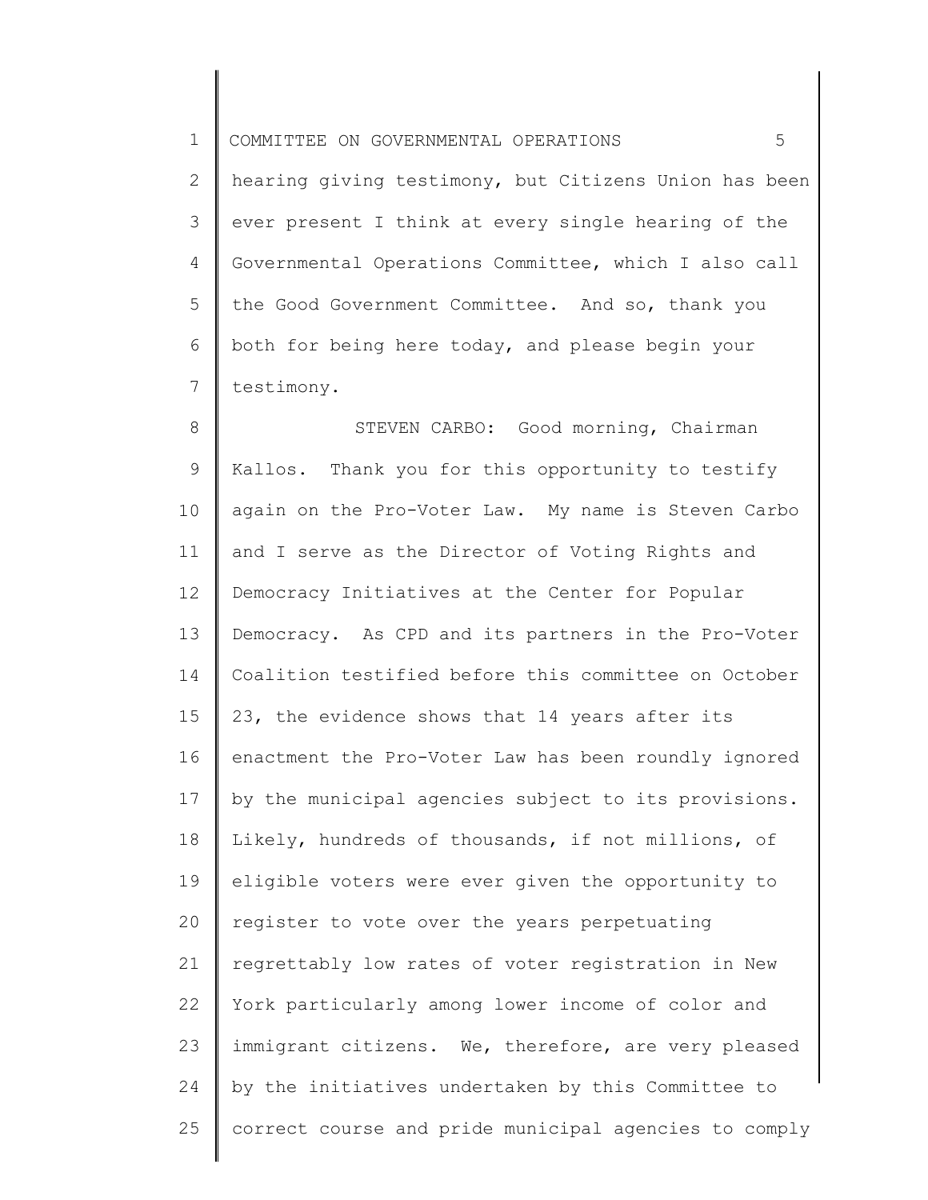hearing giving testimony, but Citizens Union has been ever present I think at every single hearing of the Governmental Operations Committee, which I also call the Good Government Committee. And so, thank you both for being here today, and please begin your testimony.

STEVEN CARBO: Good morning, Chairman Kallos. Thank you for this opportunity to testify again on the Pro-Voter Law. My name is Steven Carbo and I serve as the Director of Voting Rights and Democracy Initiatives at the Center for Popular Democracy. As CPD and its partners in the Pro-Voter Coalition testified before this committee on October 23, the evidence shows that 14 years after its enactment the Pro-Voter Law has been roundly ignored by the municipal agencies subject to its provisions. Likely, hundreds of thousands, if not millions, of eligible voters were ever given the opportunity to register to vote over the years perpetuating regrettably low rates of voter registration in New York particularly among lower income of color and immigrant citizens. We, therefore, are very pleased by the initiatives undertaken by this Committee to correct course and pride municipal agencies to comply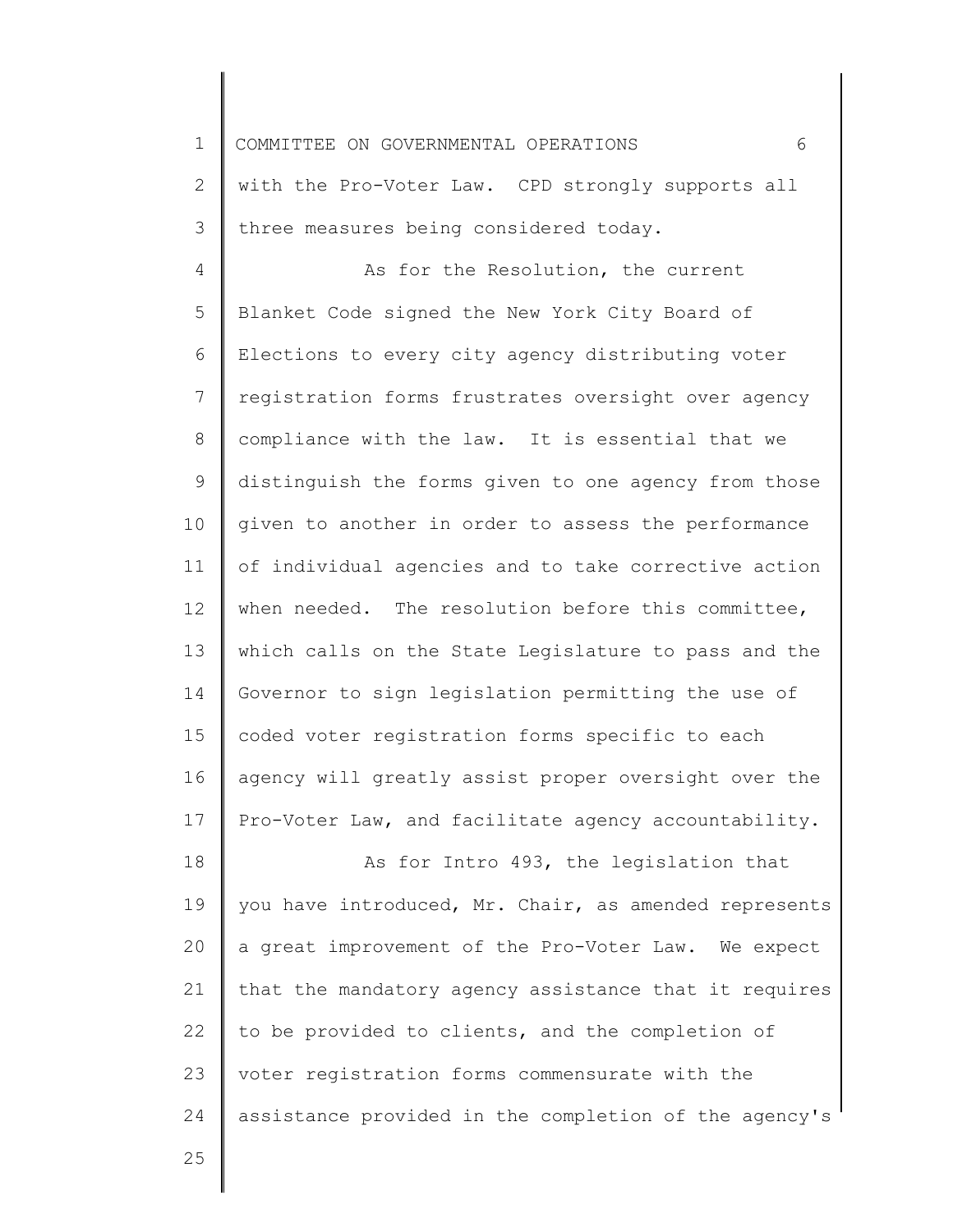with the Pro-Voter Law. CPD strongly supports all three measures being considered today.

As for the Resolution, the current Blanket Code signed the New York City Board of Elections to every city agency distributing voter registration forms frustrates oversight over agency compliance with the law. It is essential that we distinguish the forms given to one agency from those given to another in order to assess the performance of individual agencies and to take corrective action when needed. The resolution before this committee, which calls on the State Legislature to pass and the Governor to sign legislation permitting the use of coded voter registration forms specific to each agency will greatly assist proper oversight over the Pro-Voter Law, and facilitate agency accountability.

As for Intro 493, the legislation that you have introduced, Mr. Chair, as amended represents a great improvement of the Pro-Voter Law. We expect that the mandatory agency assistance that it requires to be provided to clients, and the completion of voter registration forms commensurate with the assistance provided in the completion of the agency's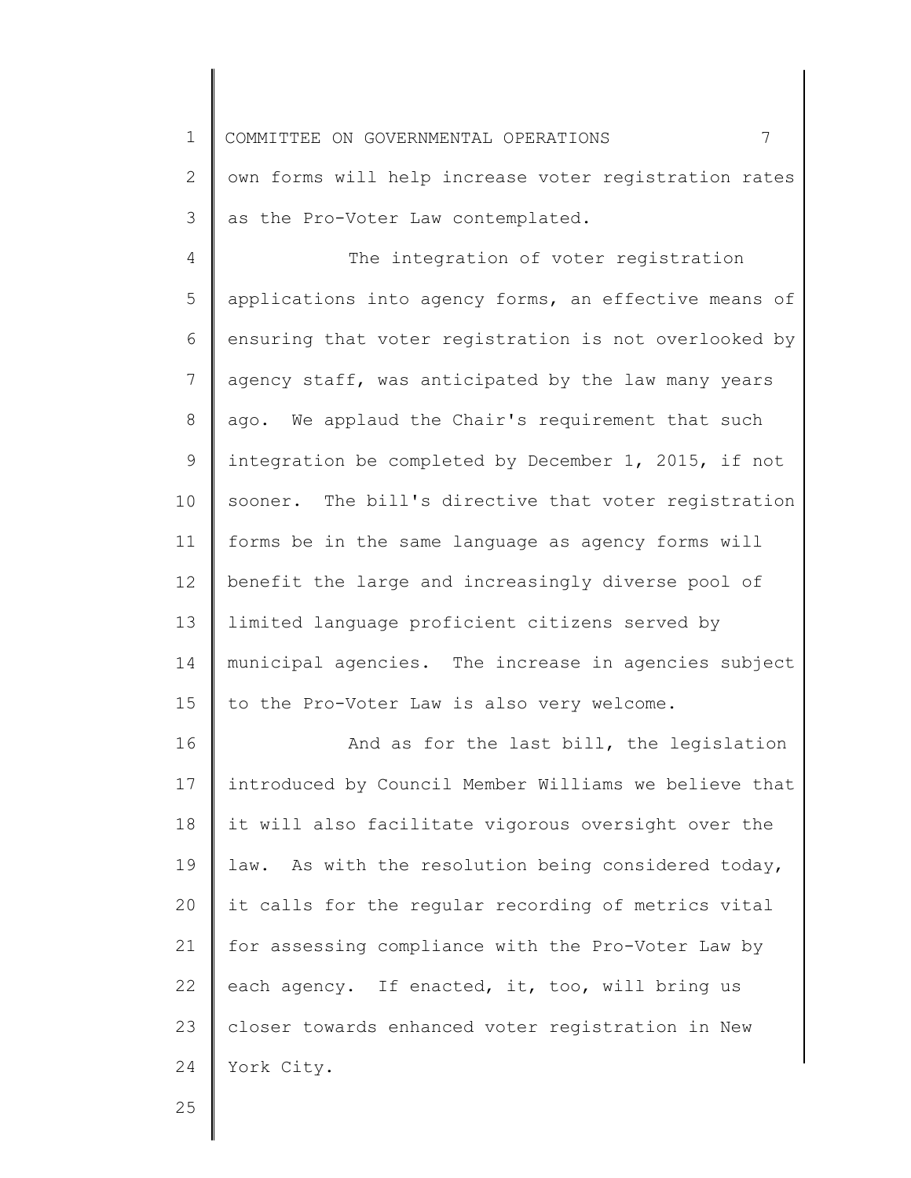own forms will help increase voter registration rates as the Pro-Voter Law contemplated.

The integration of voter registration applications into agency forms, an effective means of ensuring that voter registration is not overlooked by agency staff, was anticipated by the law many years ago. We applaud the Chair's requirement that such integration be completed by December 1, 2015, if not sooner. The bill's directive that voter registration forms be in the same language as agency forms will benefit the large and increasingly diverse pool of limited language proficient citizens served by municipal agencies. The increase in agencies subject to the Pro-Voter Law is also very welcome.

And as for the last bill, the legislation introduced by Council Member Williams we believe that it will also facilitate vigorous oversight over the law. As with the resolution being considered today, it calls for the regular recording of metrics vital for assessing compliance with the Pro-Voter Law by each agency. If enacted, it, too, will bring us closer towards enhanced voter registration in New York City.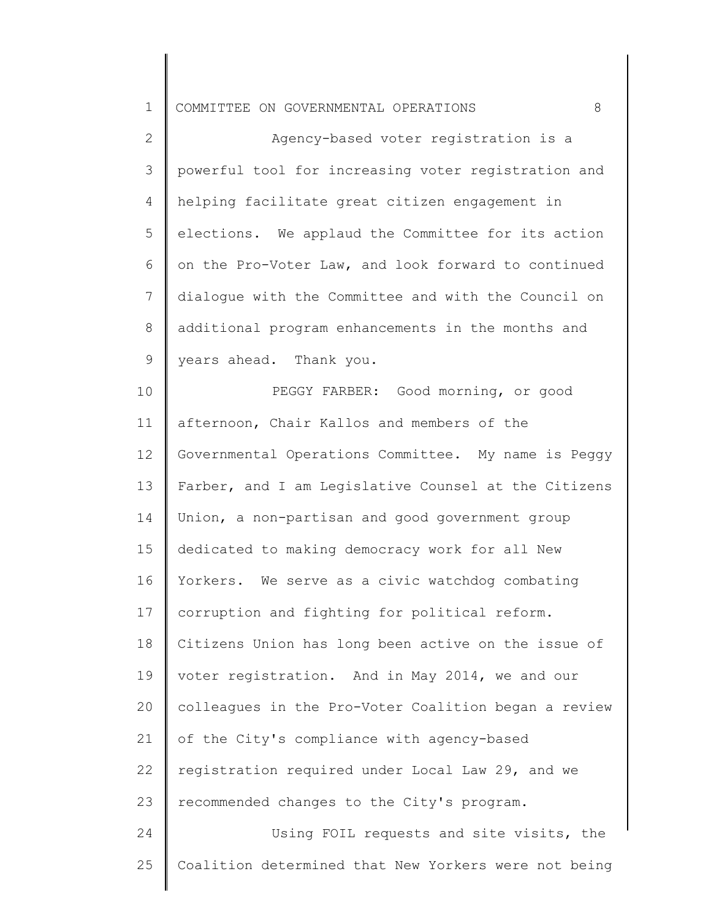Agency-based voter registration is a powerful tool for increasing voter registration and helping facilitate great citizen engagement in elections. We applaud the Committee for its action on the Pro-Voter Law, and look forward to continued dialogue with the Committee and with the Council on additional program enhancements in the months and years ahead. Thank you.

PEGGY FARBER: Good morning, or good afternoon, Chair Kallos and members of the Governmental Operations Committee. My name is Peggy Farber, and I am Legislative Counsel at the Citizens Union, a non-partisan and good government group dedicated to making democracy work for all New Yorkers. We serve as a civic watchdog combating corruption and fighting for political reform. Citizens Union has long been active on the issue of voter registration. And in May 2014, we and our colleagues in the Pro-Voter Coalition began a review of the City's compliance with agency-based registration required under Local Law 29, and we recommended changes to the City's program.

Using FOIL requests and site visits, the Coalition determined that New Yorkers were not being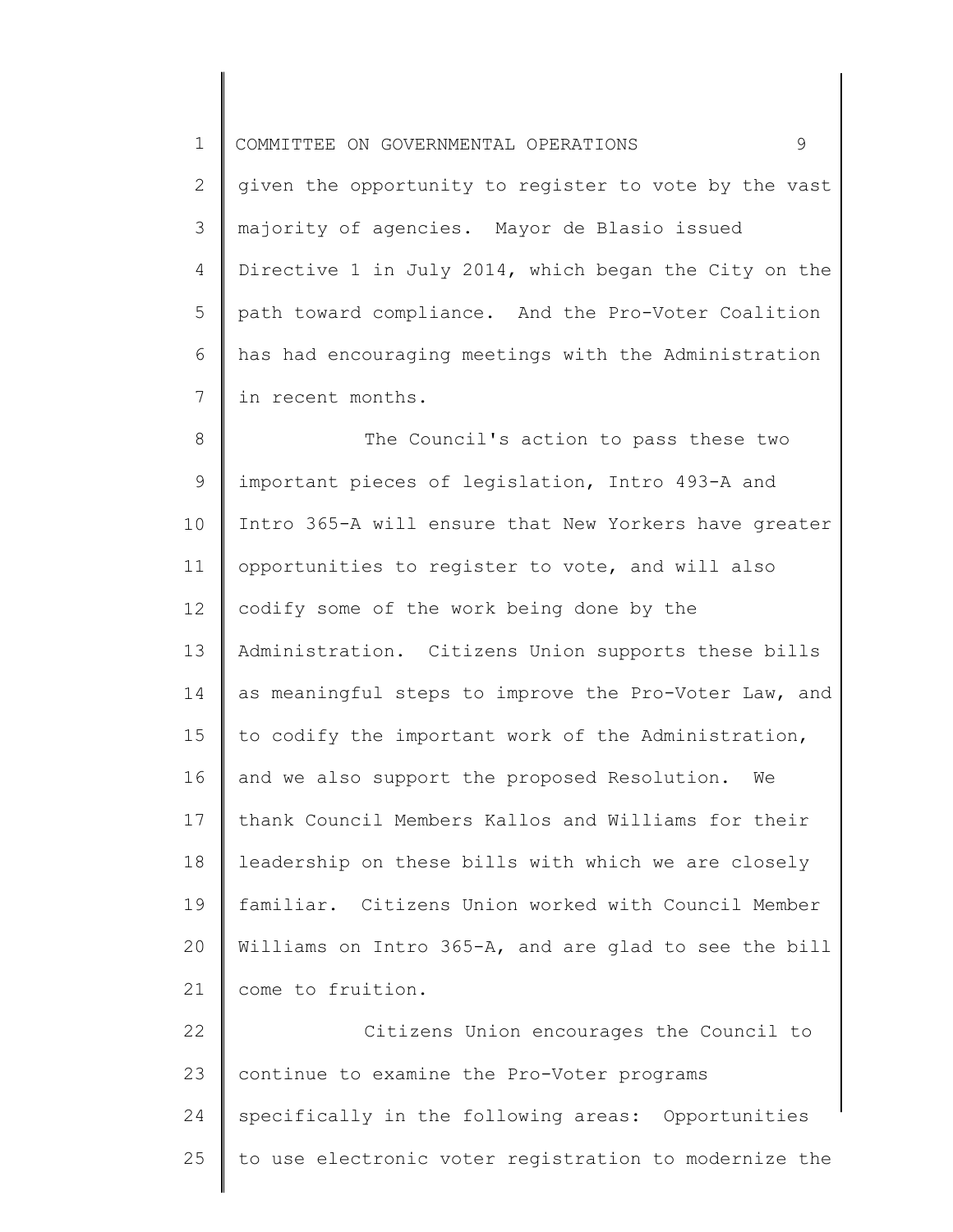given the opportunity to register to vote by the vast majority of agencies. Mayor de Blasio issued Directive 1 in July 2014, which began the City on the path toward compliance. And the Pro-Voter Coalition has had encouraging meetings with the Administration in recent months.

The Council's action to pass these two important pieces of legislation, Intro 493-A and Intro 365-A will ensure that New Yorkers have greater opportunities to register to vote, and will also codify some of the work being done by the Administration. Citizens Union supports these bills as meaningful steps to improve the Pro-Voter Law, and to codify the important work of the Administration, and we also support the proposed Resolution. We thank Council Members Kallos and Williams for their leadership on these bills with which we are closely familiar. Citizens Union worked with Council Member Williams on Intro 365-A, and are glad to see the bill come to fruition.

Citizens Union encourages the Council to continue to examine the Pro-Voter programs specifically in the following areas: Opportunities to use electronic voter registration to modernize the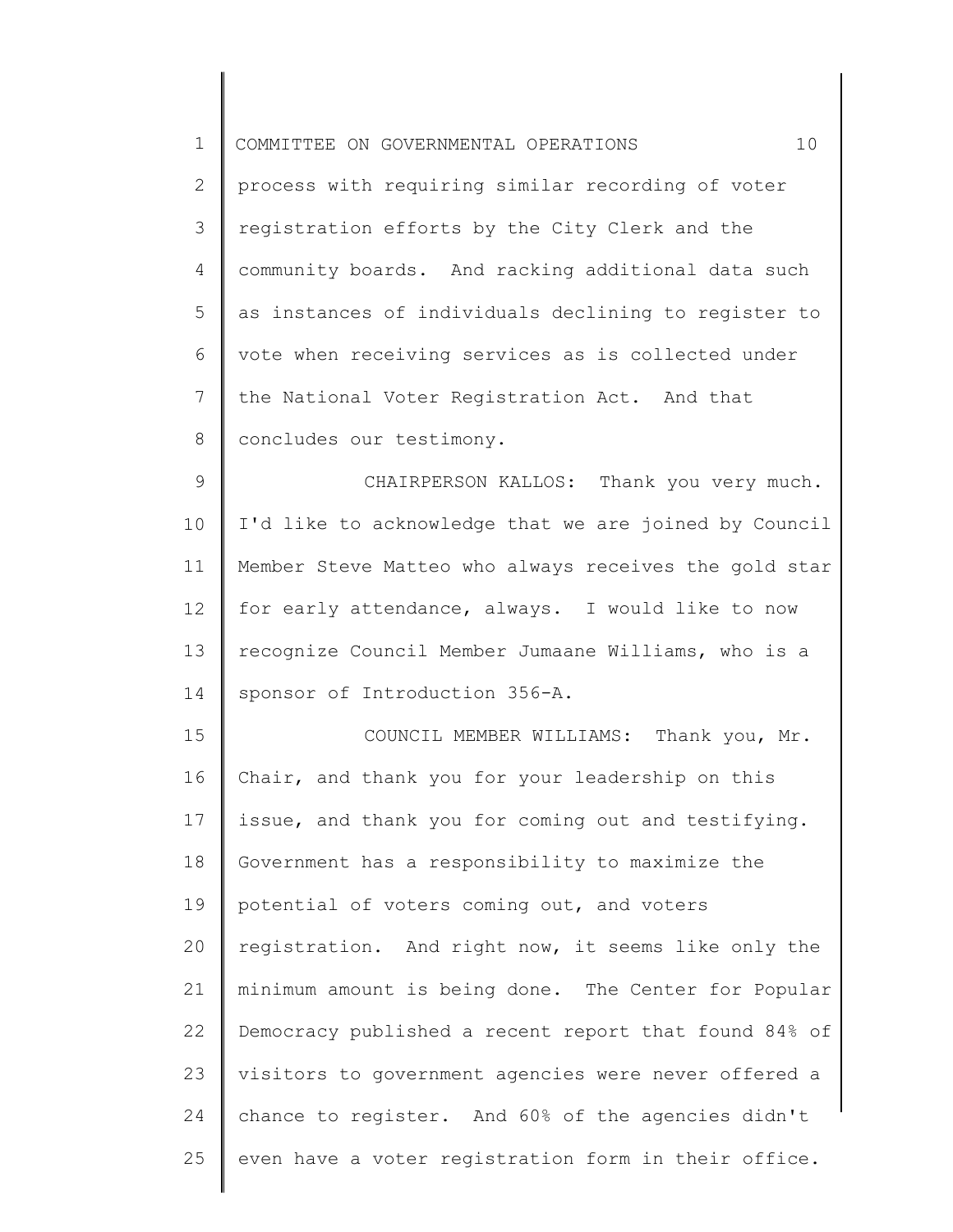process with requiring similar recording of voter registration efforts by the City Clerk and the community boards. And racking additional data such as instances of individuals declining to register to vote when receiving services as is collected under the National Voter Registration Act. And that concludes our testimony.

CHAIRPERSON KALLOS: Thank you very much. I'd like to acknowledge that we are joined by Council Member Steve Matteo who always receives the gold star for early attendance, always. I would like to now recognize Council Member Jumaane Williams, who is a sponsor of Introduction 356-A.

COUNCIL MEMBER WILLIAMS: Thank you, Mr. Chair, and thank you for your leadership on this issue, and thank you for coming out and testifying. Government has a responsibility to maximize the potential of voters coming out, and voters registration. And right now, it seems like only the minimum amount is being done. The Center for Popular Democracy published a recent report that found 84% of visitors to government agencies were never offered a chance to register. And 60% of the agencies didn't even have a voter registration form in their office.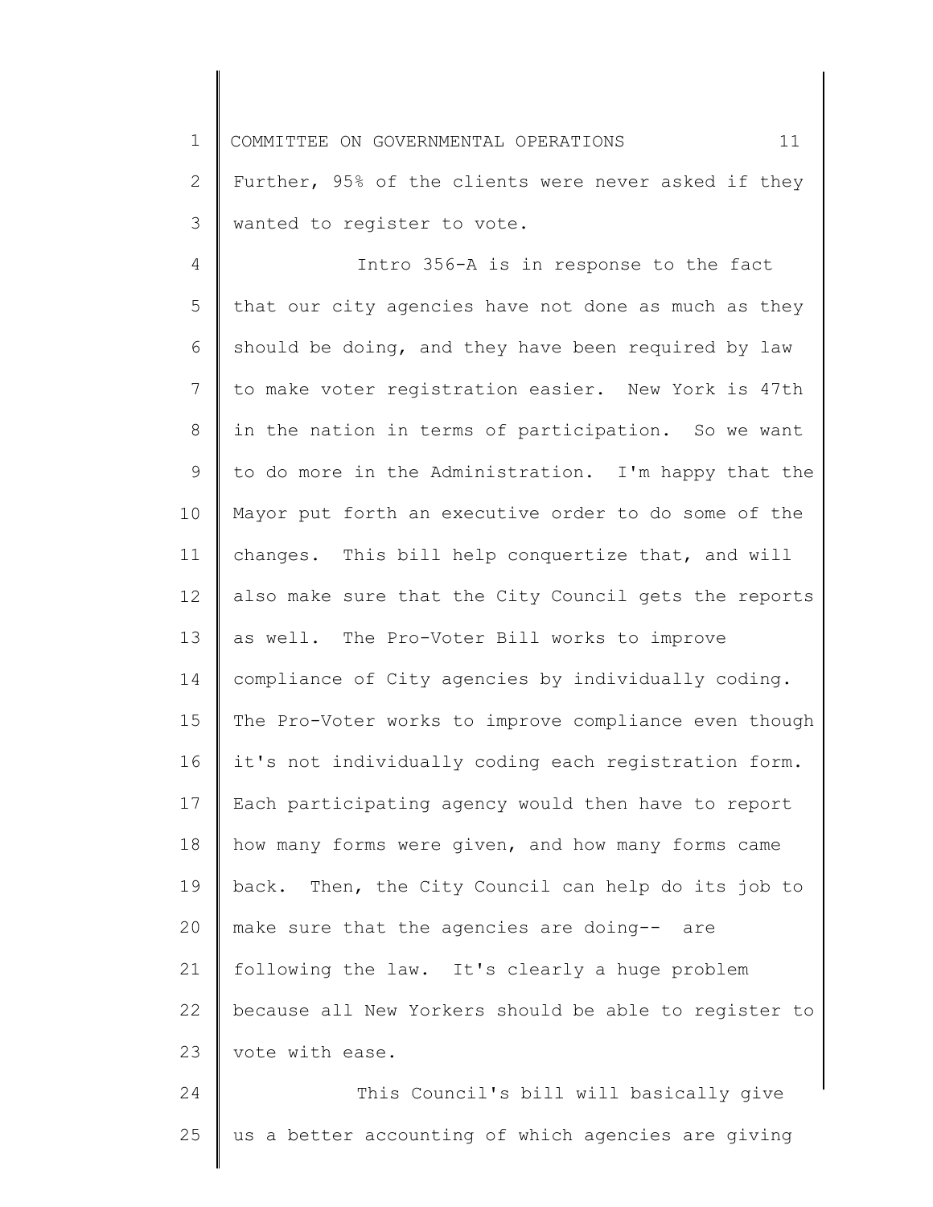Further, 95% of the clients were never asked if they wanted to register to vote.

Intro 356-A is in response to the fact that our city agencies have not done as much as they should be doing, and they have been required by law to make voter registration easier. New York is 47th in the nation in terms of participation. So we want to do more in the Administration. I'm happy that the Mayor put forth an executive order to do some of the changes. This bill help conquertize that, and will also make sure that the City Council gets the reports as well. The Pro-Voter Bill works to improve compliance of City agencies by individually coding. The Pro-Voter works to improve compliance even though it's not individually coding each registration form. Each participating agency would then have to report how many forms were given, and how many forms came back. Then, the City Council can help do its job to make sure that the agencies are doing-- are following the law. It's clearly a huge problem because all New Yorkers should be able to register to vote with ease.

This Council's bill will basically give us a better accounting of which agencies are giving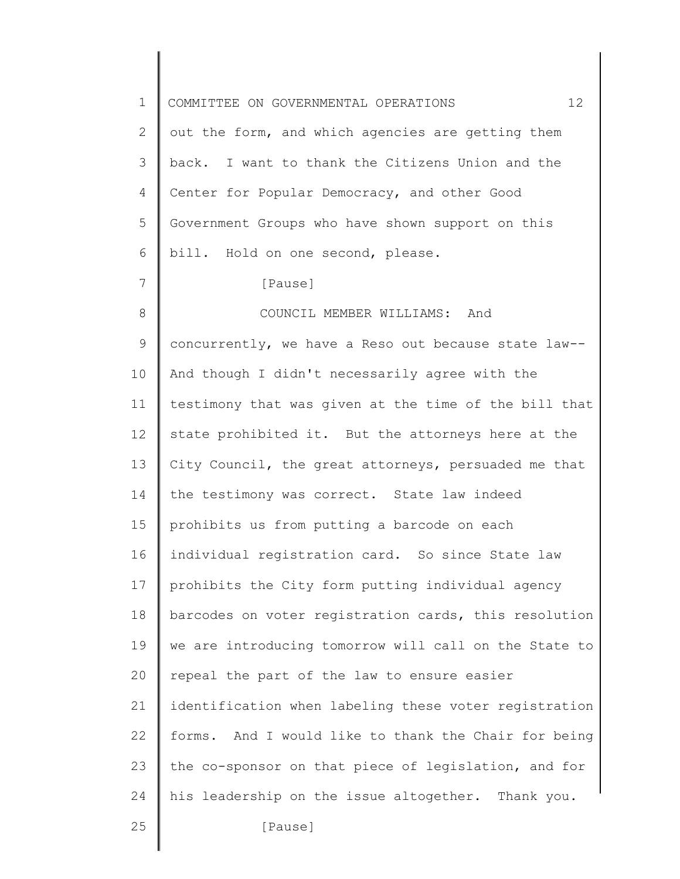out the form, and which agencies are getting them back. I want to thank the Citizens Union and the Center for Popular Democracy, and other Good Government Groups who have shown support on this bill. Hold on one second, please.

[Pause]

COUNCIL MEMBER WILLIAMS: And concurrently, we have a Reso out because state law-- And though I didn't necessarily agree with the testimony that was given at the time of the bill that state prohibited it. But the attorneys here at the City Council, the great attorneys, persuaded me that the testimony was correct. State law indeed prohibits us from putting a barcode on each individual registration card. So since State law prohibits the City form putting individual agency barcodes on voter registration cards, this resolution we are introducing tomorrow will call on the State to repeal the part of the law to ensure easier identification when labeling these voter registration forms. And I would like to thank the Chair for being the co-sponsor on that piece of legislation, and for his leadership on the issue altogether. Thank you.

[Pause]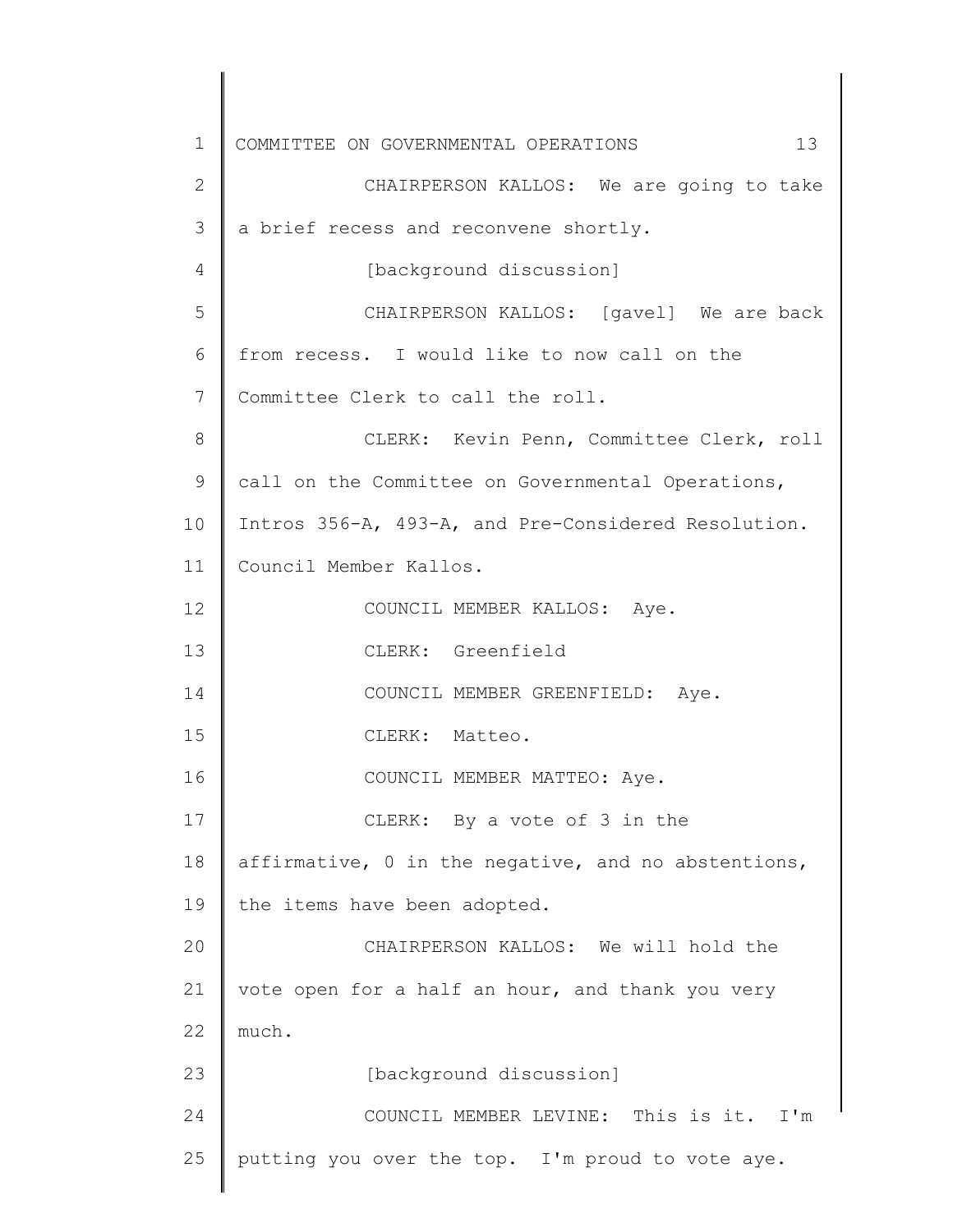CHAIRPERSON KALLOS: We are going to take a brief recess and reconvene shortly.

[background discussion]

CHAIRPERSON KALLOS: [gavel] We are back from recess. I would like to now call on the Committee Clerk to call the roll.

CLERK: Kevin Penn, Committee Clerk, roll call on the Committee on Governmental Operations, Intros 356-A, 493-A, and Pre-Considered Resolution. Council Member Kallos.

COUNCIL MEMBER KALLOS: Aye.

CLERK: Greenfield

COUNCIL MEMBER GREENFIELD: Aye.

CLERK: Matteo.

COUNCIL MEMBER MATTEO: Aye.

CLERK: By a vote of 3 in the affirmative, 0 in the negative, and no abstentions, the items have been adopted.

CHAIRPERSON KALLOS: We will hold the vote open for a half an hour, and thank you very much.

[background discussion]

COUNCIL MEMBER LEVINE: This is it. I'm putting you over the top. I'm proud to vote aye.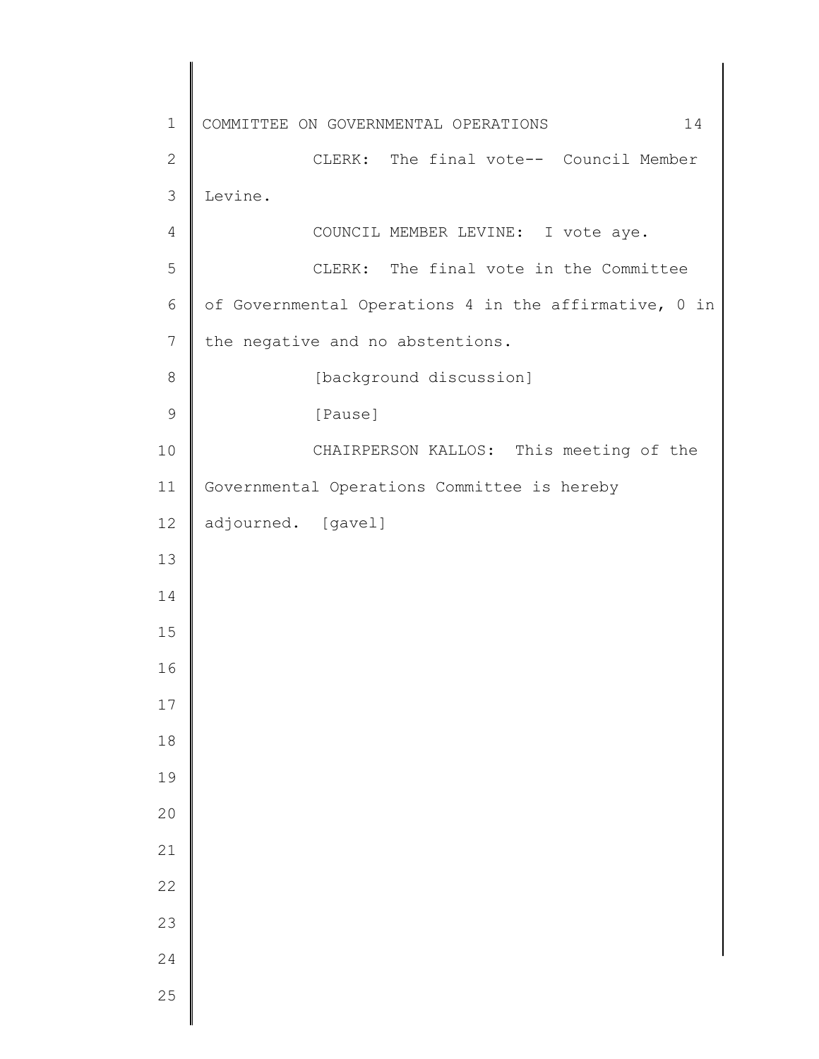CLERK: The final vote-- Council Member Levine.

COUNCIL MEMBER LEVINE: I vote aye.

CLERK: The final vote in the Committee of Governmental Operations 4 in the affirmative, 0 in the negative and no abstentions.

[background discussion]

[Pause]

CHAIRPERSON KALLOS: This meeting of the Governmental Operations Committee is hereby adjourned. [gavel]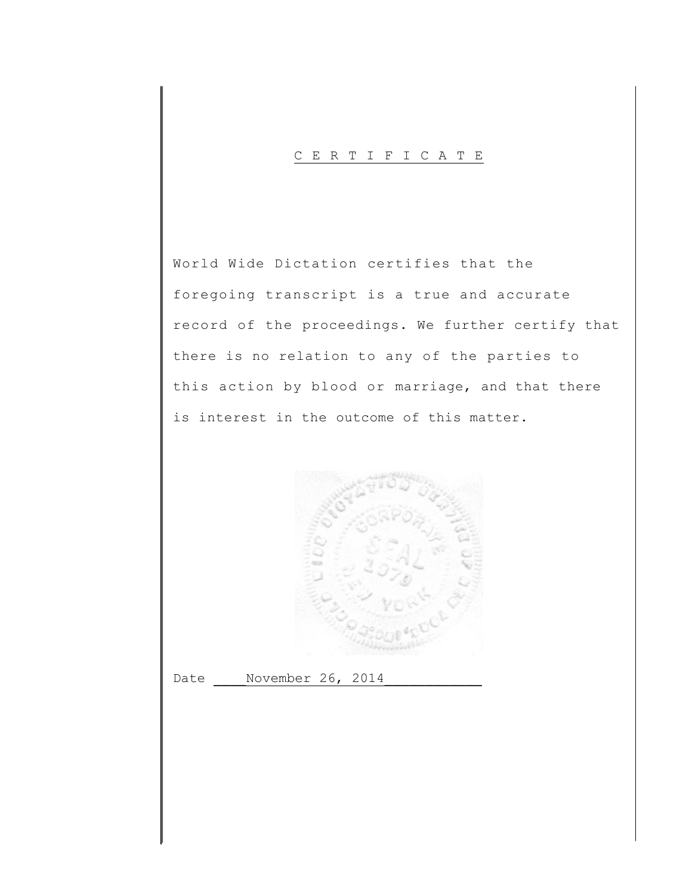# C E R T I F I C A T E

World Wide Dictation certifies that the foregoing transcript is a true and accurate record of the proceedings. We further certify that there is no relation to any of the parties to this action by blood or marriage, and that there is interest in the outcome of this matter.

Date ____November 26, 2014___________